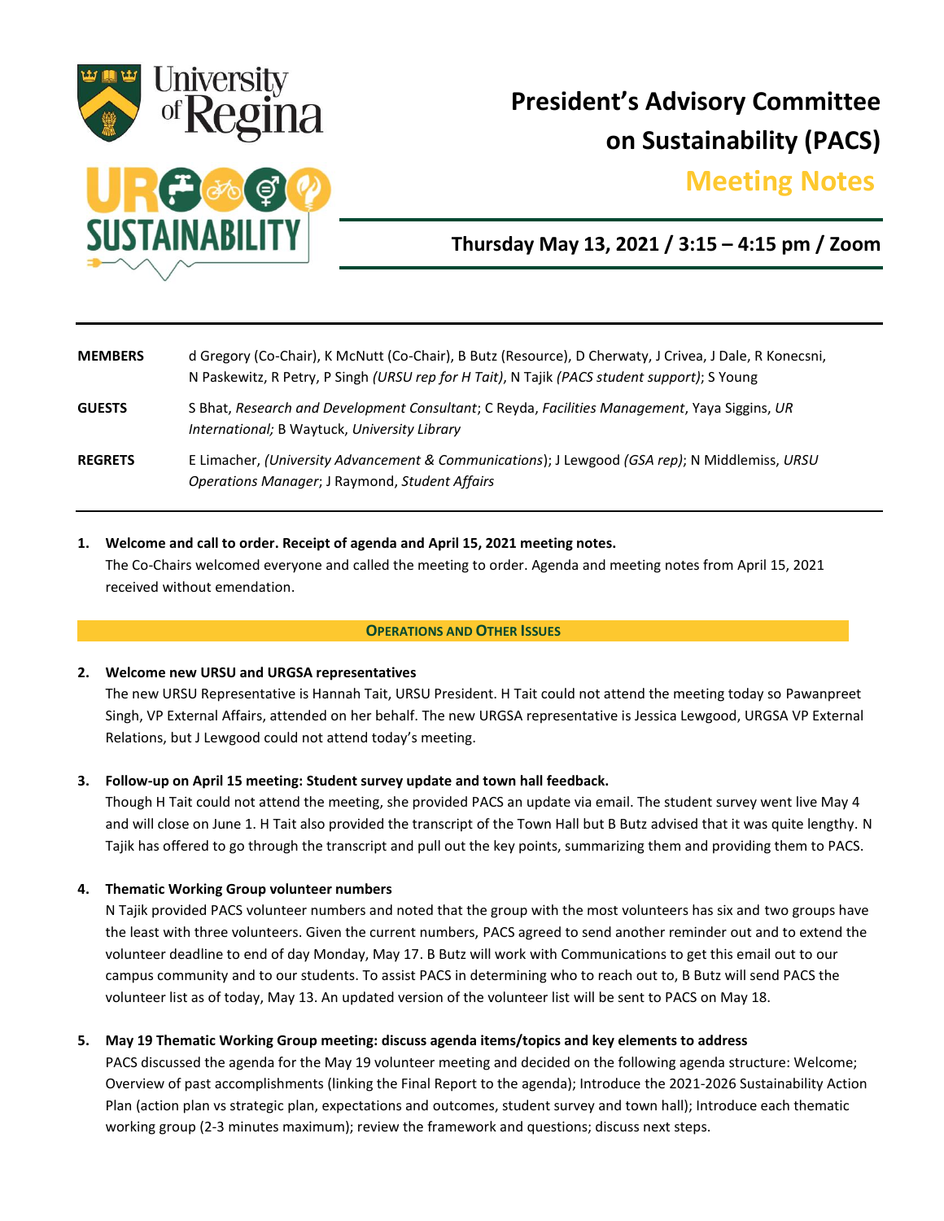# President's Advisory Committee on Sustainability (PACS)

## Meeting Notes

### Thursday May 13, 2021 / 3:15 – 4:15 pm / Zoom

| | |
|---|---|
| **MEMBERS** | d Gregory (Co-Chair), K McNutt (Co-Chair), B Butz (Resource), D Cherwaty, J Crivea, J Dale, R Konecsni, N Paskewitz, R Petry, P Singh *(URSU rep for H Tait)*, N Tajik *(PACS student support)*; S Young |
| **GUESTS** | S Bhat, *Research and Development Consultant*; C Reyda, *Facilities Management*, Yaya Siggins, *UR International;* B Waytuck, *University Library* |
| **REGRETS** | E Limacher, *(University Advancement & Communications)*; J Lewgood *(GSA rep)*; N Middlemiss, *URSU Operations Manager*; J Raymond, *Student Affairs* |

1. **Welcome and call to order. Receipt of agenda and April 15, 2021 meeting notes.**
   The Co-Chairs welcomed everyone and called the meeting to order. Agenda and meeting notes from April 15, 2021 received without emendation.

**OPERATIONS AND OTHER ISSUES**

2. **Welcome new URSU and URGSA representatives**
   The new URSU Representative is Hannah Tait, URSU President. H Tait could not attend the meeting today so Pawanpreet Singh, VP External Affairs, attended on her behalf. The new URGSA representative is Jessica Lewgood, URGSA VP External Relations, but J Lewgood could not attend today's meeting.

3. **Follow-up on April 15 meeting: Student survey update and town hall feedback.**
   Though H Tait could not attend the meeting, she provided PACS an update via email. The student survey went live May 4 and will close on June 1. H Tait also provided the transcript of the Town Hall but B Butz advised that it was quite lengthy. N Tajik has offered to go through the transcript and pull out the key points, summarizing them and providing them to PACS.

4. **Thematic Working Group volunteer numbers**
   N Tajik provided PACS volunteer numbers and noted that the group with the most volunteers has six and two groups have the least with three volunteers. Given the current numbers, PACS agreed to send another reminder out and to extend the volunteer deadline to end of day Monday, May 17. B Butz will work with Communications to get this email out to our campus community and to our students. To assist PACS in determining who to reach out to, B Butz will send PACS the volunteer list as of today, May 13. An updated version of the volunteer list will be sent to PACS on May 18.

5. **May 19 Thematic Working Group meeting: discuss agenda items/topics and key elements to address**
   PACS discussed the agenda for the May 19 volunteer meeting and decided on the following agenda structure: Welcome; Overview of past accomplishments (linking the Final Report to the agenda); Introduce the 2021-2026 Sustainability Action Plan (action plan vs strategic plan, expectations and outcomes, student survey and town hall); Introduce each thematic working group (2-3 minutes maximum); review the framework and questions; discuss next steps.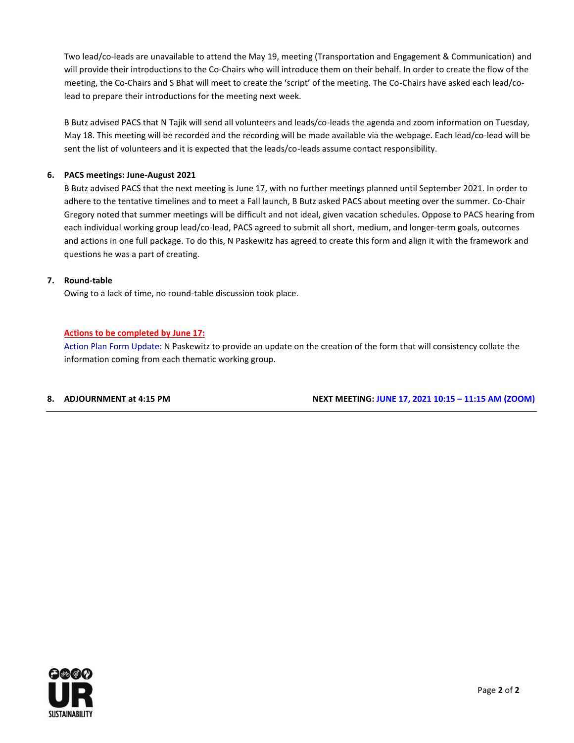Two lead/co-leads are unavailable to attend the May 19, meeting (Transportation and Engagement & Communication) and will provide their introductions to the Co-Chairs who will introduce them on their behalf. In order to create the flow of the meeting, the Co-Chairs and S Bhat will meet to create the 'script' of the meeting. The Co-Chairs have asked each lead/co-lead to prepare their introductions for the meeting next week.

B Butz advised PACS that N Tajik will send all volunteers and leads/co-leads the agenda and zoom information on Tuesday, May 18. This meeting will be recorded and the recording will be made available via the webpage. Each lead/co-lead will be sent the list of volunteers and it is expected that the leads/co-leads assume contact responsibility.

**6. PACS meetings: June-August 2021**

B Butz advised PACS that the next meeting is June 17, with no further meetings planned until September 2021. In order to adhere to the tentative timelines and to meet a Fall launch, B Butz asked PACS about meeting over the summer. Co-Chair Gregory noted that summer meetings will be difficult and not ideal, given vacation schedules. Oppose to PACS hearing from each individual working group lead/co-lead, PACS agreed to submit all short, medium, and longer-term goals, outcomes and actions in one full package. To do this, N Paskewitz has agreed to create this form and align it with the framework and questions he was a part of creating.

**7. Round-table**

Owing to a lack of time, no round-table discussion took place.

**Actions to be completed by June 17:**

Action Plan Form Update: N Paskewitz to provide an update on the creation of the form that will consistency collate the information coming from each thematic working group.

**8. ADJOURNMENT at 4:15 PM** **NEXT MEETING: JUNE 17, 2021 10:15 – 11:15 AM (ZOOM)**